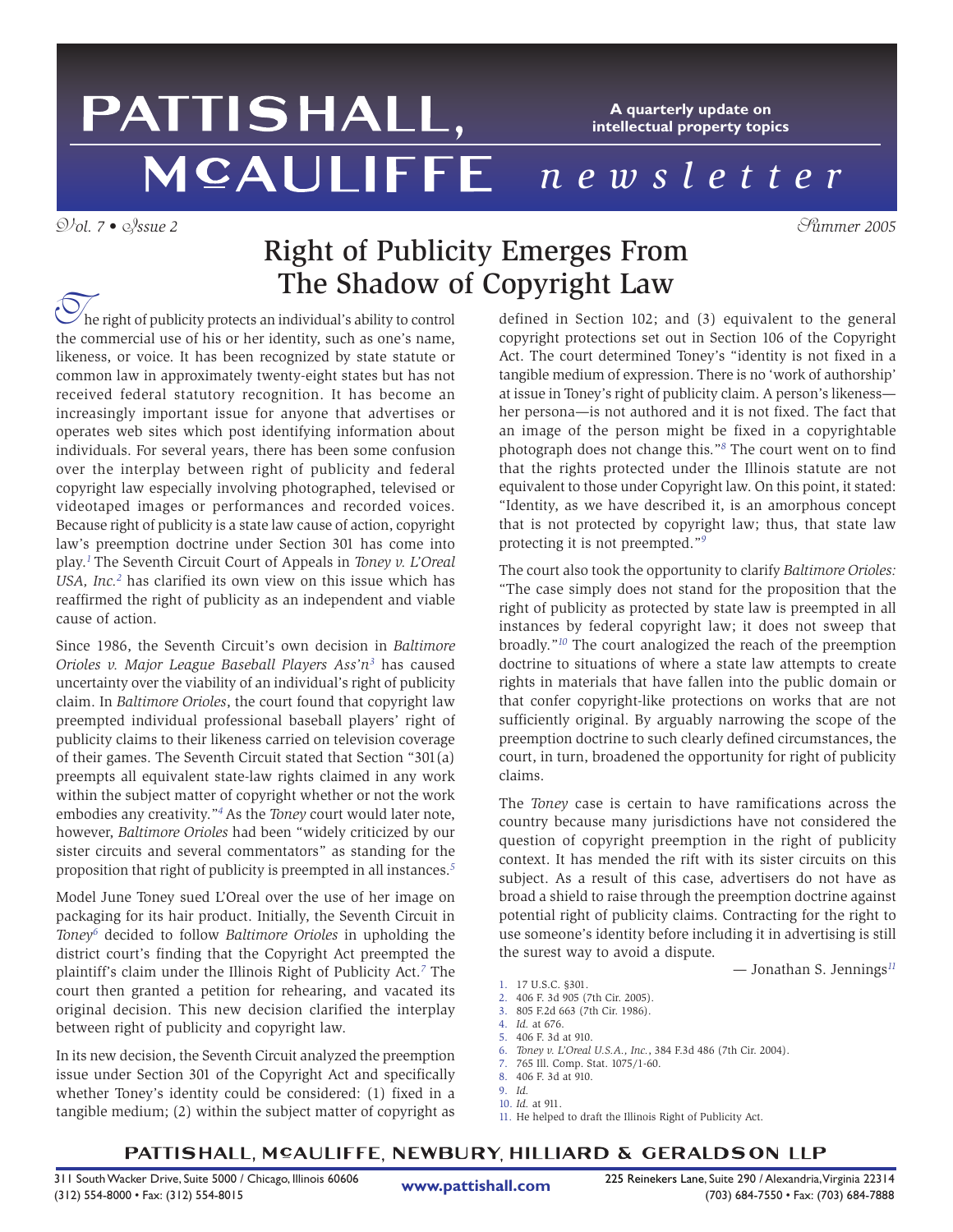# PATTISHALL, McAULIFFE newsletter

A quarterly update on intellectual property topics

*Vol. 7 • Issue 2* *Summer 2005*

## Right of Publicity Emerges From The Shadow of Copyright Law

The right of publicity protects an individual's ability to control the commercial use of his or her identity, such as one's name, likeness, or voice. It has been recognized by state statute or common law in approximately twenty-eight states but has not received federal statutory recognition. It has become an increasingly important issue for anyone that advertises or operates web sites which post identifying information about individuals. For several years, there has been some confusion over the interplay between right of publicity and federal copyright law especially involving photographed, televised or videotaped images or performances and recorded voices. Because right of publicity is a state law cause of action, copyright law's preemption doctrine under Section 301 has come into play.[1] The Seventh Circuit Court of Appeals in *Toney v. L'Oreal USA, Inc.*[2] has clarified its own view on this issue which has reaffirmed the right of publicity as an independent and viable cause of action.

Since 1986, the Seventh Circuit's own decision in *Baltimore Orioles v. Major League Baseball Players Ass'n*[3] has caused uncertainty over the viability of an individual's right of publicity claim. In *Baltimore Orioles*, the court found that copyright law preempted individual professional baseball players' right of publicity claims to their likeness carried on television coverage of their games. The Seventh Circuit stated that Section "301(a) preempts all equivalent state-law rights claimed in any work within the subject matter of copyright whether or not the work embodies any creativity."[4] As the *Toney* court would later note, however, *Baltimore Orioles* had been "widely criticized by our sister circuits and several commentators" as standing for the proposition that right of publicity is preempted in all instances.[5]

Model June Toney sued L'Oreal over the use of her image on packaging for its hair product. Initially, the Seventh Circuit in *Toney*[6] decided to follow *Baltimore Orioles* in upholding the district court's finding that the Copyright Act preempted the plaintiff's claim under the Illinois Right of Publicity Act.[7] The court then granted a petition for rehearing, and vacated its original decision. This new decision clarified the interplay between right of publicity and copyright law.

In its new decision, the Seventh Circuit analyzed the preemption issue under Section 301 of the Copyright Act and specifically whether Toney's identity could be considered: (1) fixed in a tangible medium; (2) within the subject matter of copyright as defined in Section 102; and (3) equivalent to the general copyright protections set out in Section 106 of the Copyright Act. The court determined Toney's "identity is not fixed in a tangible medium of expression. There is no 'work of authorship' at issue in Toney's right of publicity claim. A person's likeness—her persona—is not authored and it is not fixed. The fact that an image of the person might be fixed in a copyrightable photograph does not change this."[8] The court went on to find that the rights protected under the Illinois statute are not equivalent to those under Copyright law. On this point, it stated: "Identity, as we have described it, is an amorphous concept that is not protected by copyright law; thus, that state law protecting it is not preempted."[9]

The court also took the opportunity to clarify *Baltimore Orioles:* "The case simply does not stand for the proposition that the right of publicity as protected by state law is preempted in all instances by federal copyright law; it does not sweep that broadly."[10] The court analogized the reach of the preemption doctrine to situations of where a state law attempts to create rights in materials that have fallen into the public domain or that confer copyright-like protections on works that are not sufficiently original. By arguably narrowing the scope of the preemption doctrine to such clearly defined circumstances, the court, in turn, broadened the opportunity for right of publicity claims.

The *Toney* case is certain to have ramifications across the country because many jurisdictions have not considered the question of copyright preemption in the right of publicity context. It has mended the rift with its sister circuits on this subject. As a result of this case, advertisers do not have as broad a shield to raise through the preemption doctrine against potential right of publicity claims. Contracting for the right to use someone's identity before including it in advertising is still the surest way to avoid a dispute.

— Jonathan S. Jennings[11]

1. 17 U.S.C. §301.
2. 406 F. 3d 905 (7th Cir. 2005).
3. 805 F.2d 663 (7th Cir. 1986).
4. *Id.* at 676.
5. 406 F. 3d at 910.
6. *Toney v. L'Oreal U.S.A., Inc.*, 384 F.3d 486 (7th Cir. 2004).
7. 765 Ill. Comp. Stat. 1075/1-60.
8. 406 F. 3d at 910.
9. *Id.*
10. *Id.* at 911.
11. He helped to draft the Illinois Right of Publicity Act.

PATTISHALL, McAULIFFE, NEWBURY, HILLIARD & GERALDSON LLP

311 South Wacker Drive, Suite 5000 / Chicago, Illinois 60606
(312) 554-8000 • Fax: (312) 554-8015

www.pattishall.com

225 Reinekers Lane, Suite 290 / Alexandria, Virginia 22314
(703) 684-7550 • Fax: (703) 684-7888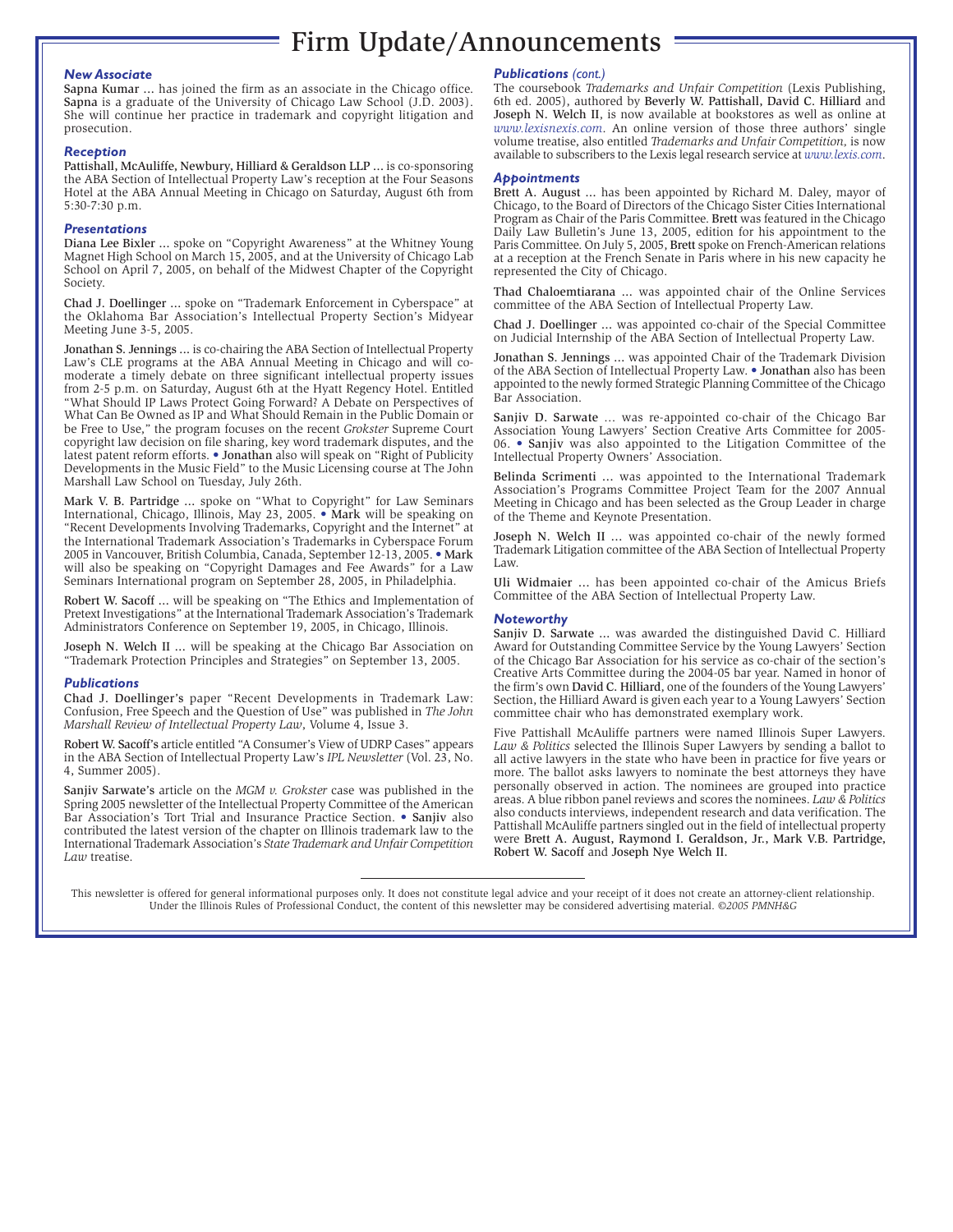# Firm Update/Announcements

### *New Associate*

**Sapna Kumar** ... has joined the firm as an associate in the Chicago office. **Sapna** is a graduate of the University of Chicago Law School (J.D. 2003). She will continue her practice in trademark and copyright litigation and prosecution.

### *Reception*

**Pattishall, McAuliffe, Newbury, Hilliard & Geraldson LLP** ... is co-sponsoring the ABA Section of Intellectual Property Law's reception at the Four Seasons Hotel at the ABA Annual Meeting in Chicago on Saturday, August 6th from 5:30-7:30 p.m.

### *Presentations*

**Diana Lee Bixler** ... spoke on "Copyright Awareness" at the Whitney Young Magnet High School on March 15, 2005, and at the University of Chicago Lab School on April 7, 2005, on behalf of the Midwest Chapter of the Copyright Society.

**Chad J. Doellinger** ... spoke on "Trademark Enforcement in Cyberspace" at the Oklahoma Bar Association's Intellectual Property Section's Midyear Meeting June 3-5, 2005.

**Jonathan S. Jennings** ... is co-chairing the ABA Section of Intellectual Property Law's CLE programs at the ABA Annual Meeting in Chicago and will co-moderate a timely debate on three significant intellectual property issues from 2-5 p.m. on Saturday, August 6th at the Hyatt Regency Hotel. Entitled "What Should IP Laws Protect Going Forward? A Debate on Perspectives of What Can Be Owned as IP and What Should Remain in the Public Domain or be Free to Use," the program focuses on the recent *Grokster* Supreme Court copyright law decision on file sharing, key word trademark disputes, and the latest patent reform efforts. • **Jonathan** also will speak on "Right of Publicity Developments in the Music Field" to the Music Licensing course at The John Marshall Law School on Tuesday, July 26th.

**Mark V. B. Partridge** ... spoke on "What to Copyright" for Law Seminars International, Chicago, Illinois, May 23, 2005. • **Mark** will be speaking on "Recent Developments Involving Trademarks, Copyright and the Internet" at the International Trademark Association's Trademarks in Cyberspace Forum 2005 in Vancouver, British Columbia, Canada, September 12-13, 2005. • **Mark** will also be speaking on "Copyright Damages and Fee Awards" for a Law Seminars International program on September 28, 2005, in Philadelphia.

**Robert W. Sacoff** ... will be speaking on "The Ethics and Implementation of Pretext Investigations" at the International Trademark Association's Trademark Administrators Conference on September 19, 2005, in Chicago, Illinois.

**Joseph N. Welch II** ... will be speaking at the Chicago Bar Association on "Trademark Protection Principles and Strategies" on September 13, 2005.

### *Publications*

**Chad J. Doellinger's** paper "Recent Developments in Trademark Law: Confusion, Free Speech and the Question of Use" was published in *The John Marshall Review of Intellectual Property Law*, Volume 4, Issue 3.

**Robert W. Sacoff's** article entitled "A Consumer's View of UDRP Cases" appears in the ABA Section of Intellectual Property Law's *IPL Newsletter* (Vol. 23, No. 4, Summer 2005).

**Sanjiv Sarwate's** article on the *MGM v. Grokster* case was published in the Spring 2005 newsletter of the Intellectual Property Committee of the American Bar Association's Tort Trial and Insurance Practice Section. • **Sanjiv** also contributed the latest version of the chapter on Illinois trademark law to the International Trademark Association's *State Trademark and Unfair Competition Law* treatise.

### *Publications (cont.)*

The coursebook *Trademarks and Unfair Competition* (Lexis Publishing, 6th ed. 2005), authored by **Beverly W. Pattishall, David C. Hilliard** and **Joseph N. Welch II**, is now available at bookstores as well as online at *www.lexisnexis.com*. An online version of those three authors' single volume treatise, also entitled *Trademarks and Unfair Competition*, is now available to subscribers to the Lexis legal research service at *www.lexis.com*.

### *Appointments*

**Brett A. August** ... has been appointed by Richard M. Daley, mayor of Chicago, to the Board of Directors of the Chicago Sister Cities International Program as Chair of the Paris Committee. **Brett** was featured in the Chicago Daily Law Bulletin's June 13, 2005, edition for his appointment to the Paris Committee. On July 5, 2005, **Brett** spoke on French-American relations at a reception at the French Senate in Paris where in his new capacity he represented the City of Chicago.

**Thad Chaloemtiarana** ... was appointed chair of the Online Services committee of the ABA Section of Intellectual Property Law.

**Chad J. Doellinger** ... was appointed co-chair of the Special Committee on Judicial Internship of the ABA Section of Intellectual Property Law.

**Jonathan S. Jennings** ... was appointed Chair of the Trademark Division of the ABA Section of Intellectual Property Law. • **Jonathan** also has been appointed to the newly formed Strategic Planning Committee of the Chicago Bar Association.

**Sanjiv D. Sarwate** ... was re-appointed co-chair of the Chicago Bar Association Young Lawyers' Section Creative Arts Committee for 2005-06. • **Sanjiv** was also appointed to the Litigation Committee of the Intellectual Property Owners' Association.

**Belinda Scrimenti** ... was appointed to the International Trademark Association's Programs Committee Project Team for the 2007 Annual Meeting in Chicago and has been selected as the Group Leader in charge of the Theme and Keynote Presentation.

**Joseph N. Welch II** ... was appointed co-chair of the newly formed Trademark Litigation committee of the ABA Section of Intellectual Property Law.

**Uli Widmaier** ... has been appointed co-chair of the Amicus Briefs Committee of the ABA Section of Intellectual Property Law.

### *Noteworthy*

**Sanjiv D. Sarwate** ... was awarded the distinguished David C. Hilliard Award for Outstanding Committee Service by the Young Lawyers' Section of the Chicago Bar Association for his service as co-chair of the section's Creative Arts Committee during the 2004-05 bar year. Named in honor of the firm's own **David C. Hilliard**, one of the founders of the Young Lawyers' Section, the Hilliard Award is given each year to a Young Lawyers' Section committee chair who has demonstrated exemplary work.

Five Pattishall McAuliffe partners were named Illinois Super Lawyers. *Law & Politics* selected the Illinois Super Lawyers by sending a ballot to all active lawyers in the state who have been in practice for five years or more. The ballot asks lawyers to nominate the best attorneys they have personally observed in action. The nominees are grouped into practice areas. A blue ribbon panel reviews and scores the nominees. *Law & Politics* also conducts interviews, independent research and data verification. The Pattishall McAuliffe partners singled out in the field of intellectual property were **Brett A. August, Raymond I. Geraldson, Jr., Mark V.B. Partridge, Robert W. Sacoff** and **Joseph Nye Welch II.**

---

This newsletter is offered for general informational purposes only. It does not constitute legal advice and your receipt of it does not create an attorney-client relationship. Under the Illinois Rules of Professional Conduct, the content of this newsletter may be considered advertising material. *©2005 PMNH&G*